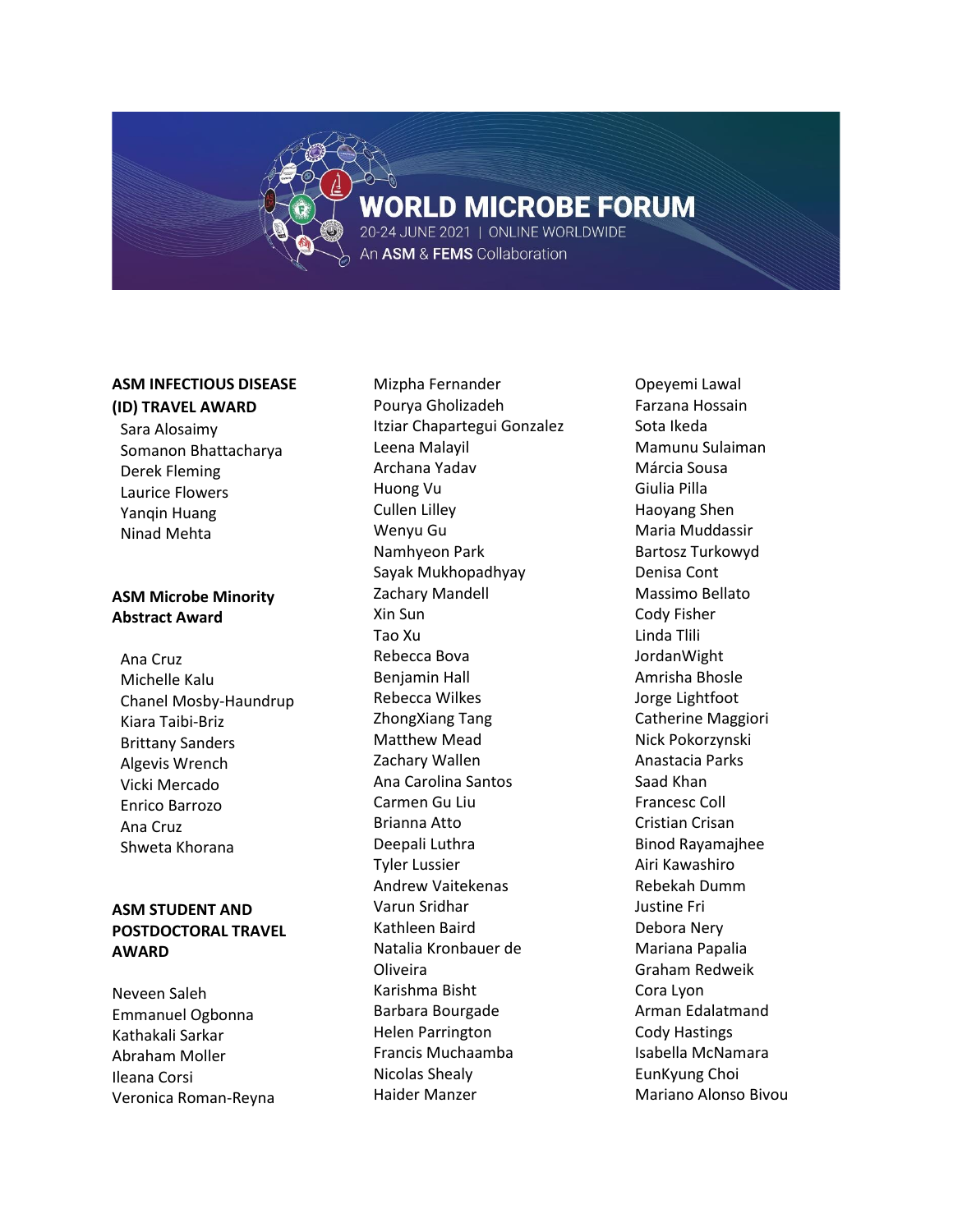# WORLD MICROBE FORUM

20-24 JUNE 2021 | ONLINE WORLDWIDE

An ASM & FEMS Collaboration

**ASM INFECTIOUS DISEASE (ID) TRAVEL AWARD**

Sara Alosaimy
Somanon Bhattacharya
Derek Fleming
Laurice Flowers
Yanqin Huang
Ninad Mehta

**ASM Microbe Minority Abstract Award**

Ana Cruz
Michelle Kalu
Chanel Mosby-Haundrup
Kiara Taibi-Briz
Brittany Sanders
Algevis Wrench
Vicki Mercado
Enrico Barrozo
Ana Cruz
Shweta Khorana

**ASM STUDENT AND POSTDOCTORAL TRAVEL AWARD**

Neveen Saleh
Emmanuel Ogbonna
Kathakali Sarkar
Abraham Moller
Ileana Corsi
Veronica Roman-Reyna
Mizpha Fernander
Pourya Gholizadeh
Itziar Chapartegui Gonzalez
Leena Malayil
Archana Yadav
Huong Vu
Cullen Lilley
Wenyu Gu
Namhyeon Park
Sayak Mukhopadhyay
Zachary Mandell
Xin Sun
Tao Xu
Rebecca Bova
Benjamin Hall
Rebecca Wilkes
ZhongXiang Tang
Matthew Mead
Zachary Wallen
Ana Carolina Santos
Carmen Gu Liu
Brianna Atto
Deepali Luthra
Tyler Lussier
Andrew Vaitekenas
Varun Sridhar
Kathleen Baird
Natalia Kronbauer de Oliveira
Karishma Bisht
Barbara Bourgade
Helen Parrington
Francis Muchaamba
Nicolas Shealy
Haider Manzer
Opeyemi Lawal
Farzana Hossain
Sota Ikeda
Mamunu Sulaiman
Márcia Sousa
Giulia Pilla
Haoyang Shen
Maria Muddassir
Bartosz Turkowyd
Denisa Cont
Massimo Bellato
Cody Fisher
Linda Tlili
JordanWight
Amrisha Bhosle
Jorge Lightfoot
Catherine Maggiori
Nick Pokorzynski
Anastacia Parks
Saad Khan
Francesc Coll
Cristian Crisan
Binod Rayamajhee
Airi Kawashiro
Rebekah Dumm
Justine Fri
Debora Nery
Mariana Papalia
Graham Redweik
Cora Lyon
Arman Edalatmand
Cody Hastings
Isabella McNamara
EunKyung Choi
Mariano Alonso Bivou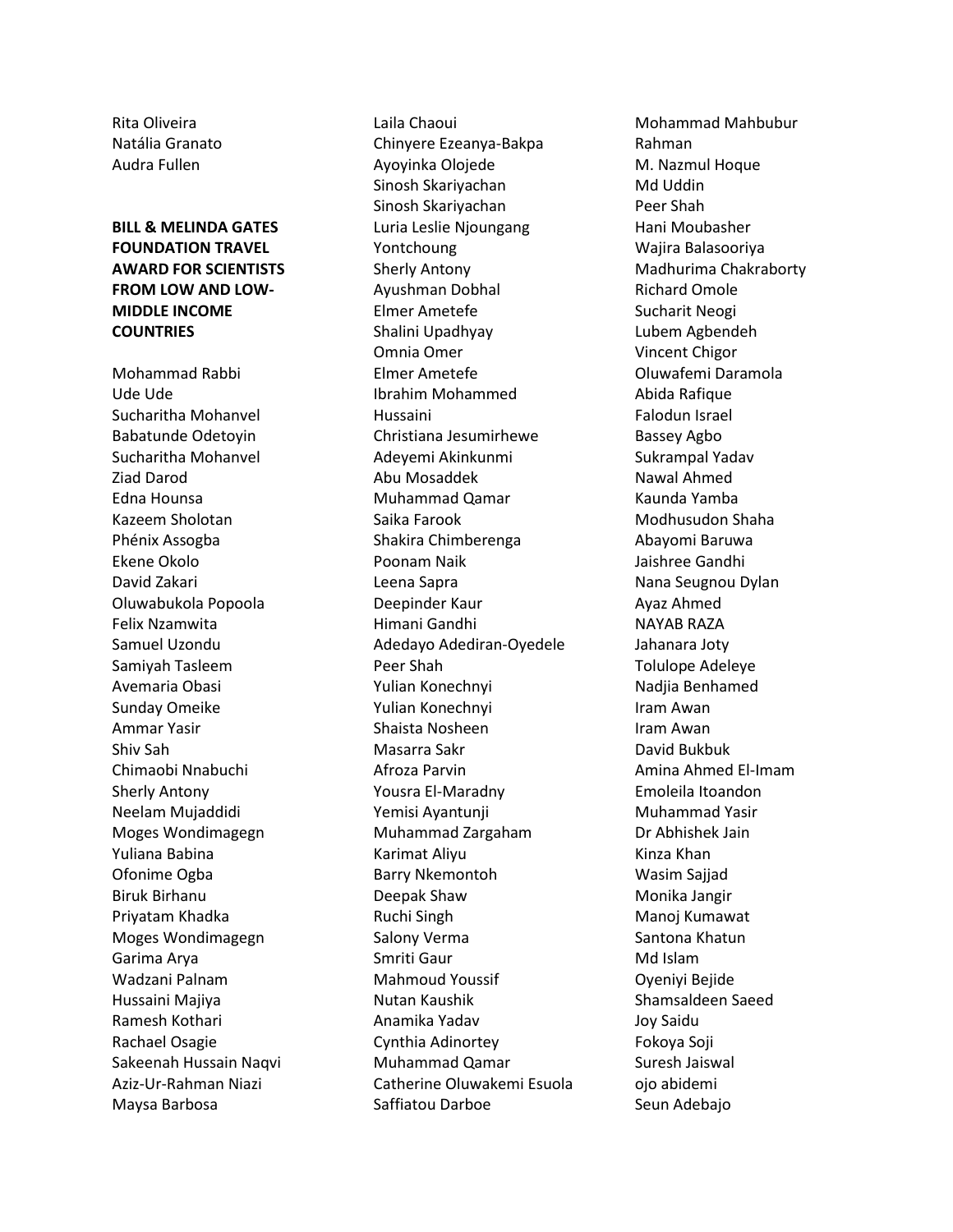Rita Oliveira
Natália Granato
Audra Fullen

**BILL & MELINDA GATES FOUNDATION TRAVEL AWARD FOR SCIENTISTS FROM LOW AND LOW-MIDDLE INCOME COUNTRIES**

Mohammad Rabbi
Ude Ude
Sucharitha Mohanvel
Babatunde Odetoyin
Sucharitha Mohanvel
Ziad Darod
Edna Hounsa
Kazeem Sholotan
Phénix Assogba
Ekene Okolo
David Zakari
Oluwabukola Popoola
Felix Nzamwita
Samuel Uzondu
Samiyah Tasleem
Avemaria Obasi
Sunday Omeike
Ammar Yasir
Shiv Sah
Chimaobi Nnabuchi
Sherly Antony
Neelam Mujaddidi
Moges Wondimagegn
Yuliana Babina
Ofonime Ogba
Biruk Birhanu
Priyatam Khadka
Moges Wondimagegn
Garima Arya
Wadzani Palnam
Hussaini Majiya
Ramesh Kothari
Rachael Osagie
Sakeenah Hussain Naqvi
Aziz-Ur-Rahman Niazi
Maysa Barbosa
Laila Chaoui
Chinyere Ezeanya-Bakpa
Ayoyinka Olojede
Sinosh Skariyachan
Sinosh Skariyachan
Luria Leslie Njoungang Yontchoung
Sherly Antony
Ayushman Dobhal
Elmer Ametefe
Shalini Upadhyay
Omnia Omer
Elmer Ametefe
Ibrahim Mohammed Hussaini
Christiana Jesumirhewe
Adeyemi Akinkunmi
Abu Mosaddek
Muhammad Qamar
Saika Farook
Shakira Chimberenga
Poonam Naik
Leena Sapra
Deepinder Kaur
Himani Gandhi
Adedayo Adediran-Oyedele
Peer Shah
Yulian Konechnyi
Yulian Konechnyi
Shaista Nosheen
Masarra Sakr
Afroza Parvin
Yousra El-Maradny
Yemisi Ayantunji
Muhammad Zargaham
Karimat Aliyu
Barry Nkemontoh
Deepak Shaw
Ruchi Singh
Salony Verma
Smriti Gaur
Mahmoud Youssif
Nutan Kaushik
Anamika Yadav
Cynthia Adinortey
Muhammad Qamar
Catherine Oluwakemi Esuola
Saffiatou Darboe
Mohammad Mahbubur Rahman
M. Nazmul Hoque
Md Uddin
Peer Shah
Hani Moubasher
Wajira Balasooriya
Madhurima Chakraborty
Richard Omole
Sucharit Neogi
Lubem Agbendeh
Vincent Chigor
Oluwafemi Daramola
Abida Rafique
Falodun Israel
Bassey Agbo
Sukrampal Yadav
Nawal Ahmed
Kaunda Yamba
Modhusudon Shaha
Abayomi Baruwa
Jaishree Gandhi
Nana Seugnou Dylan
Ayaz Ahmed
NAYAB RAZA
Jahanara Joty
Tolulope Adeleye
Nadjia Benhamed
Iram Awan
Iram Awan
David Bukbuk
Amina Ahmed El-Imam
Emoleila Itoandon
Muhammad Yasir
Dr Abhishek Jain
Kinza Khan
Wasim Sajjad
Monika Jangir
Manoj Kumawat
Santona Khatun
Md Islam
Oyeniyi Bejide
Shamsaldeen Saeed
Joy Saidu
Fokoya Soji
Suresh Jaiswal
ojo abidemi
Seun Adebajo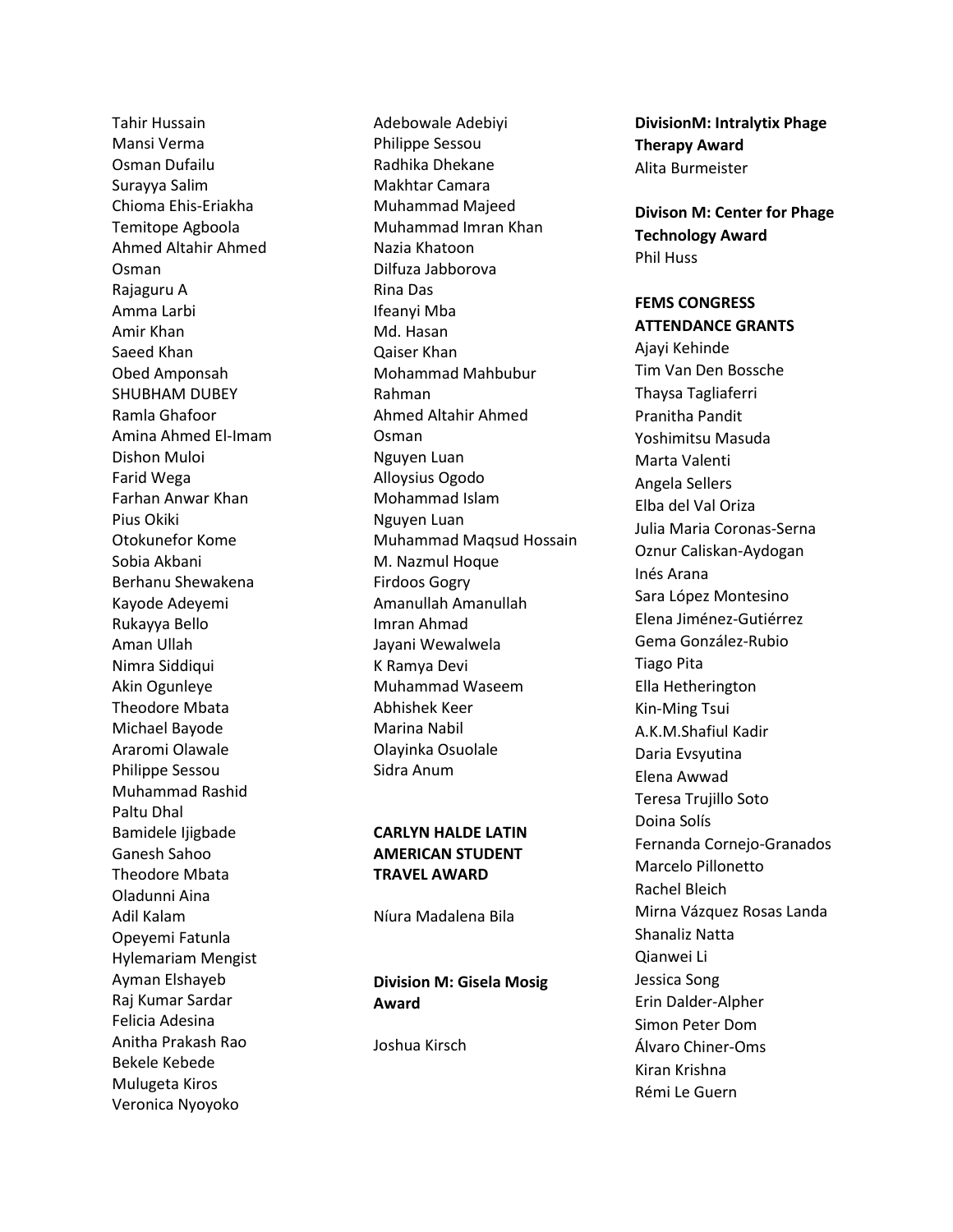Tahir Hussain
Mansi Verma
Osman Dufailu
Surayya Salim
Chioma Ehis-Eriakha
Temitope Agboola
Ahmed Altahir Ahmed Osman
Rajaguru A
Amma Larbi
Amir Khan
Saeed Khan
Obed Amponsah
SHUBHAM DUBEY
Ramla Ghafoor
Amina Ahmed El-Imam
Dishon Muloi
Farid Wega
Farhan Anwar Khan
Pius Okiki
Otokunefor Kome
Sobia Akbani
Berhanu Shewakena
Kayode Adeyemi
Rukayya Bello
Aman Ullah
Nimra Siddiqui
Akin Ogunleye
Theodore Mbata
Michael Bayode
Araromi Olawale
Philippe Sessou
Muhammad Rashid
Paltu Dhal
Bamidele Ijigbade
Ganesh Sahoo
Theodore Mbata
Oladunni Aina
Adil Kalam
Opeyemi Fatunla
Hylemariam Mengist
Ayman Elshayeb
Raj Kumar Sardar
Felicia Adesina
Anitha Prakash Rao
Bekele Kebede
Mulugeta Kiros
Veronica Nyoyoko
Adebowale Adebiyi
Philippe Sessou
Radhika Dhekane
Makhtar Camara
Muhammad Majeed
Muhammad Imran Khan
Nazia Khatoon
Dilfuza Jabborova
Rina Das
Ifeanyi Mba
Md. Hasan
Qaiser Khan
Mohammad Mahbubur Rahman
Ahmed Altahir Ahmed Osman
Nguyen Luan
Alloysius Ogodo
Mohammad Islam
Nguyen Luan
Muhammad Maqsud Hossain
M. Nazmul Hoque
Firdoos Gogry
Amanullah Amanullah
Imran Ahmad
Jayani Wewalwela
K Ramya Devi
Muhammad Waseem
Abhishek Keer
Marina Nabil
Olayinka Osuolale
Sidra Anum

**CARLYN HALDE LATIN AMERICAN STUDENT TRAVEL AWARD**

Níura Madalena Bila

**Division M: Gisela Mosig Award**

Joshua Kirsch

**DivisionM: Intralytix Phage Therapy Award**

Alita Burmeister

**Divison M: Center for Phage Technology Award**

Phil Huss

**FEMS CONGRESS ATTENDANCE GRANTS**

Ajayi Kehinde
Tim Van Den Bossche
Thaysa Tagliaferri
Pranitha Pandit
Yoshimitsu Masuda
Marta Valenti
Angela Sellers
Elba del Val Oriza
Julia Maria Coronas-Serna
Oznur Caliskan-Aydogan
Inés Arana
Sara López Montesino
Elena Jiménez-Gutiérrez
Gema González-Rubio
Tiago Pita
Ella Hetherington
Kin-Ming Tsui
A.K.M.Shafiul Kadir
Daria Evsyutina
Elena Awwad
Teresa Trujillo Soto
Doina Solís
Fernanda Cornejo-Granados
Marcelo Pillonetto
Rachel Bleich
Mirna Vázquez Rosas Landa
Shanaliz Natta
Qianwei Li
Jessica Song
Erin Dalder-Alpher
Simon Peter Dom
Álvaro Chiner-Oms
Kiran Krishna
Rémi Le Guern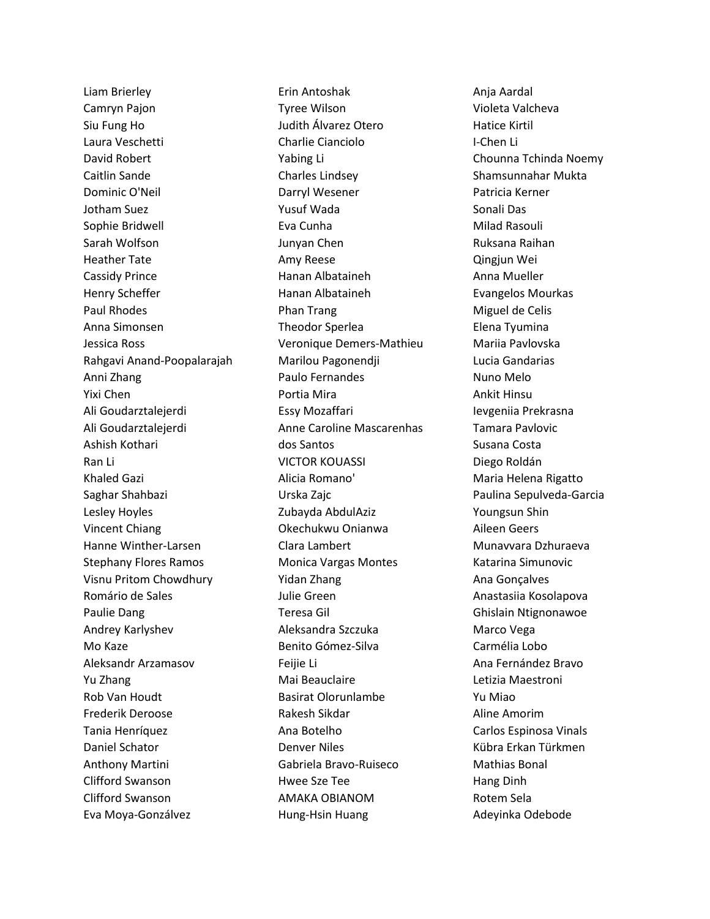Liam Brierley
Camryn Pajon
Siu Fung Ho
Laura Veschetti
David Robert
Caitlin Sande
Dominic O'Neil
Jotham Suez
Sophie Bridwell
Sarah Wolfson
Heather Tate
Cassidy Prince
Henry Scheffer
Paul Rhodes
Anna Simonsen
Jessica Ross
Rahgavi Anand-Poopalarajah
Anni Zhang
Yixi Chen
Ali Goudarztalejerdi
Ali Goudarztalejerdi
Ashish Kothari
Ran Li
Khaled Gazi
Saghar Shahbazi
Lesley Hoyles
Vincent Chiang
Hanne Winther-Larsen
Stephany Flores Ramos
Visnu Pritom Chowdhury
Romário de Sales
Paulie Dang
Andrey Karlyshev
Mo Kaze
Aleksandr Arzamasov
Yu Zhang
Rob Van Houdt
Frederik Deroose
Tania Henríquez
Daniel Schator
Anthony Martini
Clifford Swanson
Clifford Swanson
Eva Moya-Gonzálvez

Erin Antoshak
Tyree Wilson
Judith Álvarez Otero
Charlie Cianciolo
Yabing Li
Charles Lindsey
Darryl Wesener
Yusuf Wada
Eva Cunha
Junyan Chen
Amy Reese
Hanan Albataineh
Hanan Albataineh
Phan Trang
Theodor Sperlea
Veronique Demers-Mathieu
Marilou Pagonendji
Paulo Fernandes
Portia Mira
Essy Mozaffari
Anne Caroline Mascarenhas dos Santos
VICTOR KOUASSI
Alicia Romano'
Urska Zajc
Zubayda AbdulAziz
Okechukwu Onianwa
Clara Lambert
Monica Vargas Montes
Yidan Zhang
Julie Green
Teresa Gil
Aleksandra Szczuka
Benito Gómez-Silva
Feijie Li
Mai Beauclaire
Basirat Olorunlambe
Rakesh Sikdar
Ana Botelho
Denver Niles
Gabriela Bravo-Ruiseco
Hwee Sze Tee
AMAKA OBIANOM
Hung-Hsin Huang

Anja Aardal
Violeta Valcheva
Hatice Kirtil
I-Chen Li
Chounna Tchinda Noemy
Shamsunnahar Mukta
Patricia Kerner
Sonali Das
Milad Rasouli
Ruksana Raihan
Qingjun Wei
Anna Mueller
Evangelos Mourkas
Miguel de Celis
Elena Tyumina
Mariia Pavlovska
Lucia Gandarias
Nuno Melo
Ankit Hinsu
Ievgeniia Prekrasna
Tamara Pavlovic
Susana Costa
Diego Roldán
Maria Helena Rigatto
Paulina Sepulveda-Garcia
Youngsun Shin
Aileen Geers
Munavvara Dzhuraeva
Katarina Simunovic
Ana Gonçalves
Anastasiia Kosolapova
Ghislain Ntignonawoe
Marco Vega
Carmélia Lobo
Ana Fernández Bravo
Letizia Maestroni
Yu Miao
Aline Amorim
Carlos Espinosa Vinals
Kübra Erkan Türkmen
Mathias Bonal
Hang Dinh
Rotem Sela
Adeyinka Odebode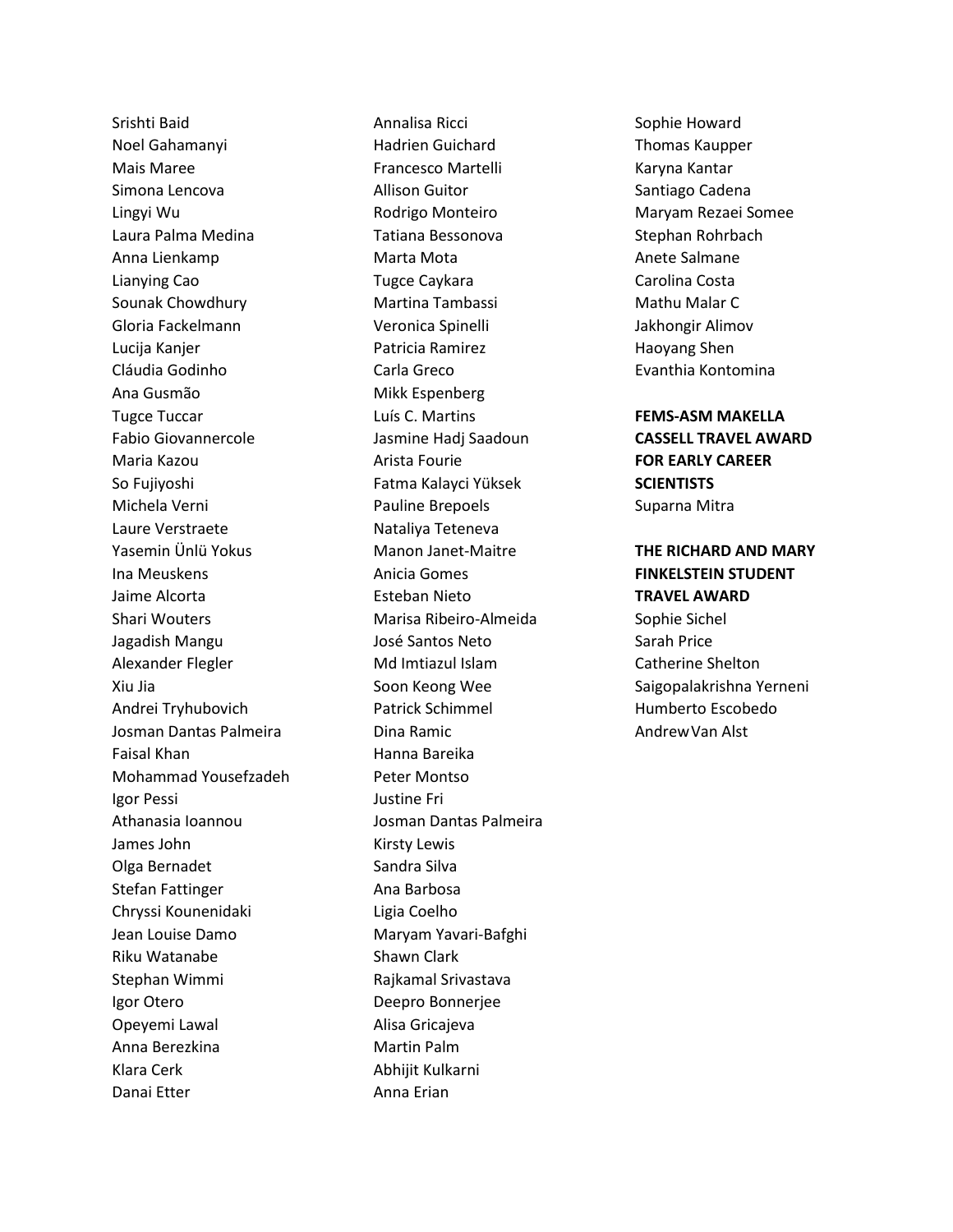Srishti Baid
Noel Gahamanyi
Mais Maree
Simona Lencova
Lingyi Wu
Laura Palma Medina
Anna Lienkamp
Lianying Cao
Sounak Chowdhury
Gloria Fackelmann
Lucija Kanjer
Cláudia Godinho
Ana Gusmão
Tugce Tuccar
Fabio Giovannercole
Maria Kazou
So Fujiyoshi
Michela Verni
Laure Verstraete
Yasemin Ünlü Yokus
Ina Meuskens
Jaime Alcorta
Shari Wouters
Jagadish Mangu
Alexander Flegler
Xiu Jia
Andrei Tryhubovich
Josman Dantas Palmeira
Faisal Khan
Mohammad Yousefzadeh
Igor Pessi
Athanasia Ioannou
James John
Olga Bernadet
Stefan Fattinger
Chryssi Kounenidaki
Jean Louise Damo
Riku Watanabe
Stephan Wimmi
Igor Otero
Opeyemi Lawal
Anna Berezkina
Klara Cerk
Danai Etter
Annalisa Ricci
Hadrien Guichard
Francesco Martelli
Allison Guitor
Rodrigo Monteiro
Tatiana Bessonova
Marta Mota
Tugce Caykara
Martina Tambassi
Veronica Spinelli
Patricia Ramirez
Carla Greco
Mikk Espenberg
Luís C. Martins
Jasmine Hadj Saadoun
Arista Fourie
Fatma Kalayci Yüksek
Pauline Brepoels
Nataliya Teteneva
Manon Janet-Maitre
Anicia Gomes
Esteban Nieto
Marisa Ribeiro-Almeida
José Santos Neto
Md Imtiazul Islam
Soon Keong Wee
Patrick Schimmel
Dina Ramic
Hanna Bareika
Peter Montso
Justine Fri
Josman Dantas Palmeira
Kirsty Lewis
Sandra Silva
Ana Barbosa
Ligia Coelho
Maryam Yavari-Bafghi
Shawn Clark
Rajkamal Srivastava
Deepro Bonnerjee
Alisa Gricajeva
Martin Palm
Abhijit Kulkarni
Anna Erian
Sophie Howard
Thomas Kaupper
Karyna Kantar
Santiago Cadena
Maryam Rezaei Somee
Stephan Rohrbach
Anete Salmane
Carolina Costa
Mathu Malar C
Jakhongir Alimov
Haoyang Shen
Evanthia Kontomina

**FEMS-ASM MAKELLA CASSELL TRAVEL AWARD FOR EARLY CAREER SCIENTISTS**

Suparna Mitra

**THE RICHARD AND MARY FINKELSTEIN STUDENT TRAVEL AWARD**

Sophie Sichel
Sarah Price
Catherine Shelton
Saigopalakrishna Yerneni
Humberto Escobedo
Andrew Van Alst